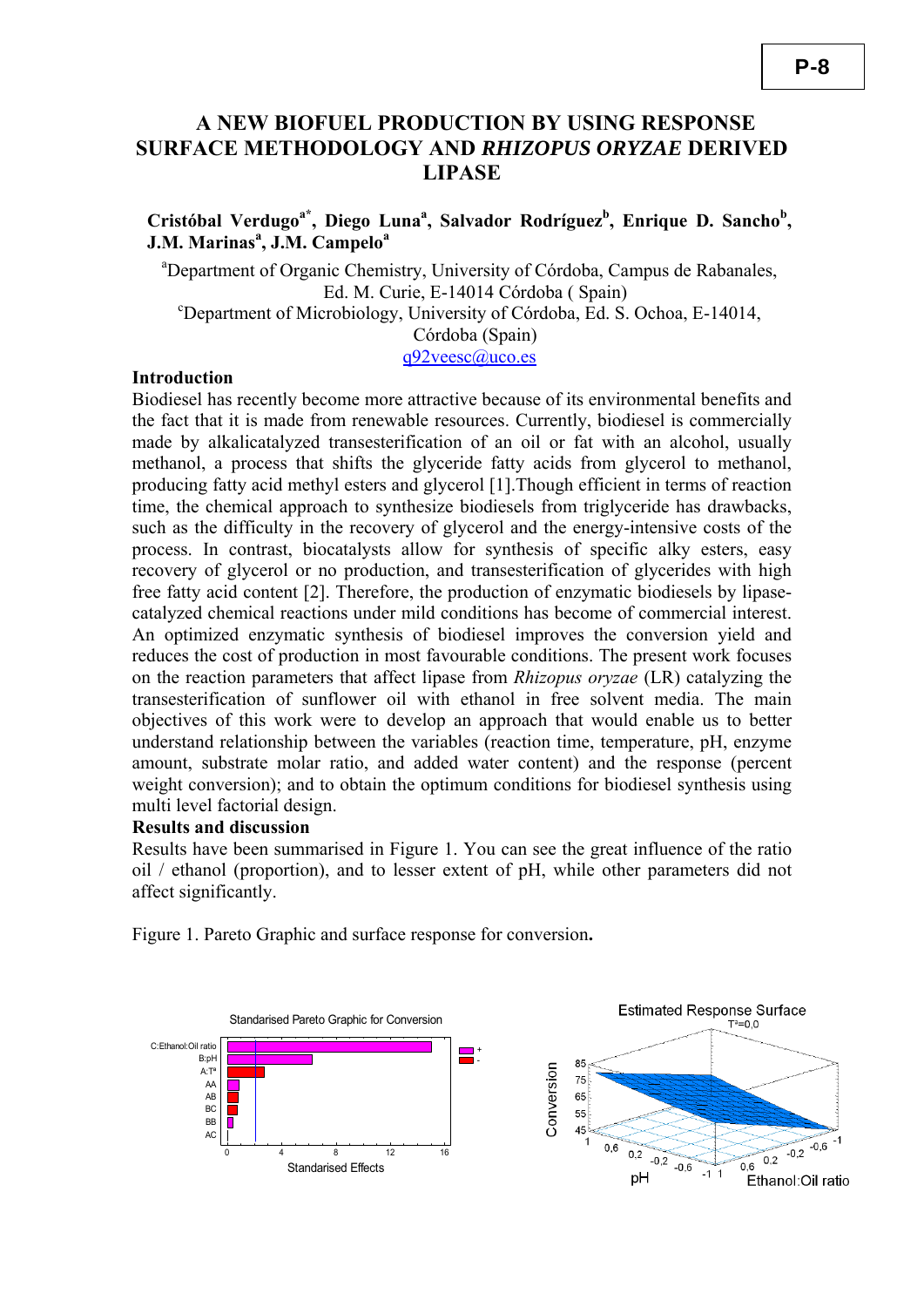P-8

# A NEW BIOFUEL PRODUCTION BY USING RESPONSE SURFACE METHODOLOGY AND *RHIZOPUS ORYZAE* DERIVED LIPASE

**Cristóbal Verdugo[a*], Diego Luna[a], Salvador Rodríguez[b], Enrique D. Sancho[b], J.M. Marinas[a], J.M. Campelo[a]**

[a]Department of Organic Chemistry, University of Córdoba, Campus de Rabanales, Ed. M. Curie, E-14014 Córdoba ( Spain)

[c]Department of Microbiology, University of Córdoba, Ed. S. Ochoa, E-14014, Córdoba (Spain)

q92veesc@uco.es

**Introduction**

Biodiesel has recently become more attractive because of its environmental benefits and the fact that it is made from renewable resources. Currently, biodiesel is commercially made by alkalicatalyzed transesterification of an oil or fat with an alcohol, usually methanol, a process that shifts the glyceride fatty acids from glycerol to methanol, producing fatty acid methyl esters and glycerol [1].Though efficient in terms of reaction time, the chemical approach to synthesize biodiesels from triglyceride has drawbacks, such as the difficulty in the recovery of glycerol and the energy-intensive costs of the process. In contrast, biocatalysts allow for synthesis of specific alky esters, easy recovery of glycerol or no production, and transesterification of glycerides with high free fatty acid content [2]. Therefore, the production of enzymatic biodiesels by lipase-catalyzed chemical reactions under mild conditions has become of commercial interest. An optimized enzymatic synthesis of biodiesel improves the conversion yield and reduces the cost of production in most favourable conditions. The present work focuses on the reaction parameters that affect lipase from *Rhizopus oryzae* (LR) catalyzing the transesterification of sunflower oil with ethanol in free solvent media. The main objectives of this work were to develop an approach that would enable us to better understand relationship between the variables (reaction time, temperature, pH, enzyme amount, substrate molar ratio, and added water content) and the response (percent weight conversion); and to obtain the optimum conditions for biodiesel synthesis using multi level factorial design.

**Results and discussion**

Results have been summarised in Figure 1. You can see the great influence of the ratio oil / ethanol (proportion), and to lesser extent of pH, while other parameters did not affect significantly.

Figure 1. Pareto Graphic and surface response for conversion**.**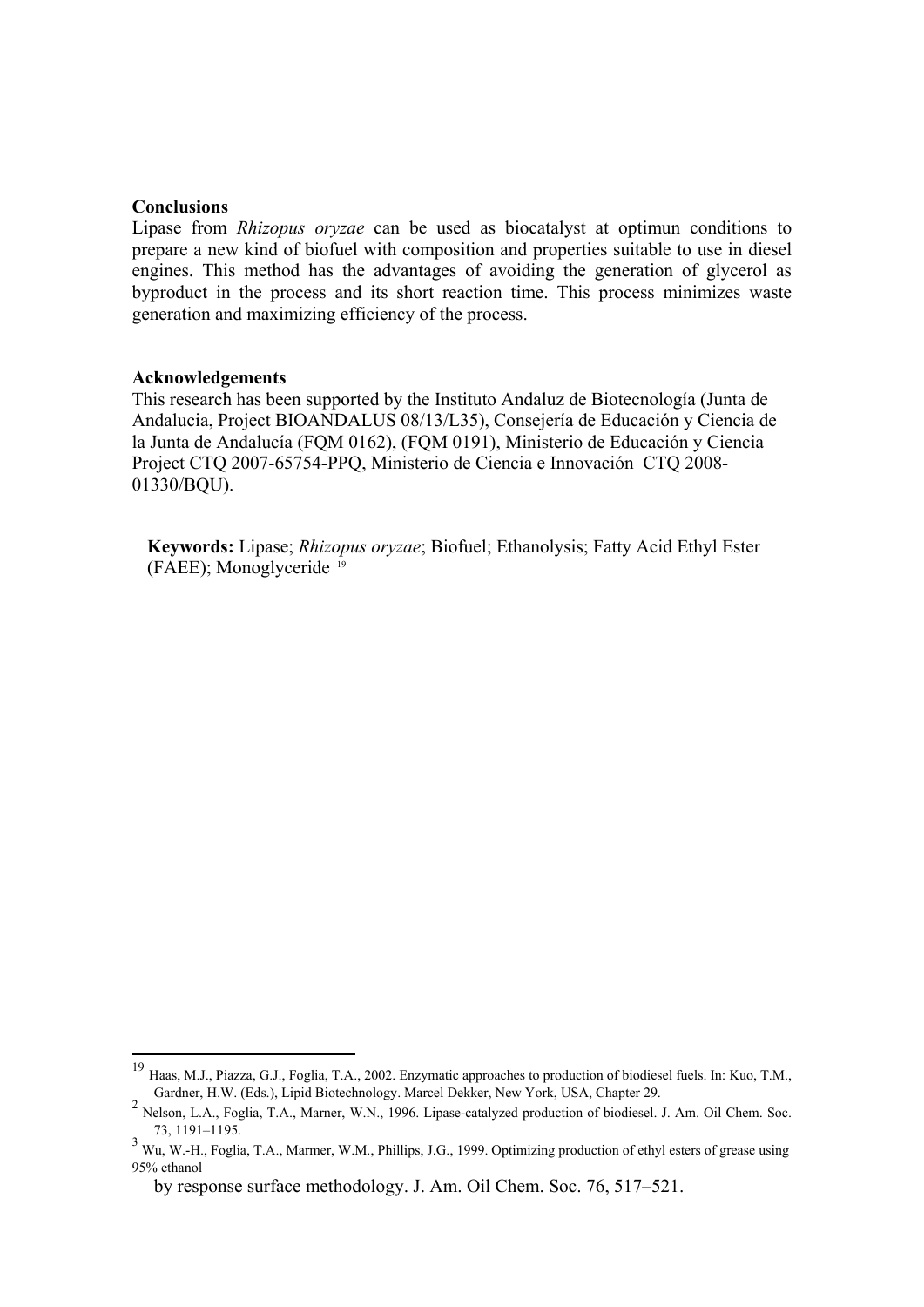**Conclusions**

Lipase from *Rhizopus oryzae* can be used as biocatalyst at optimun conditions to prepare a new kind of biofuel with composition and properties suitable to use in diesel engines. This method has the advantages of avoiding the generation of glycerol as byproduct in the process and its short reaction time. This process minimizes waste generation and maximizing efficiency of the process.

**Acknowledgements**

This research has been supported by the Instituto Andaluz de Biotecnología (Junta de Andalucia, Project BIOANDALUS 08/13/L35), Consejería de Educación y Ciencia de la Junta de Andalucía (FQM 0162), (FQM 0191), Ministerio de Educación y Ciencia Project CTQ 2007-65754-PPQ, Ministerio de Ciencia e Innovación CTQ 2008-01330/BQU).

**Keywords:** Lipase; *Rhizopus oryzae*; Biofuel; Ethanolysis; Fatty Acid Ethyl Ester (FAEE); Monoglyceride [19]

---

[19] Haas, M.J., Piazza, G.J., Foglia, T.A., 2002. Enzymatic approaches to production of biodiesel fuels. In: Kuo, T.M., Gardner, H.W. (Eds.), Lipid Biotechnology. Marcel Dekker, New York, USA, Chapter 29.

[2] Nelson, L.A., Foglia, T.A., Marner, W.N., 1996. Lipase-catalyzed production of biodiesel. J. Am. Oil Chem. Soc. 73, 1191–1195.

[3] Wu, W.-H., Foglia, T.A., Marmer, W.M., Phillips, J.G., 1999. Optimizing production of ethyl esters of grease using 95% ethanol

by response surface methodology. J. Am. Oil Chem. Soc. 76, 517–521.